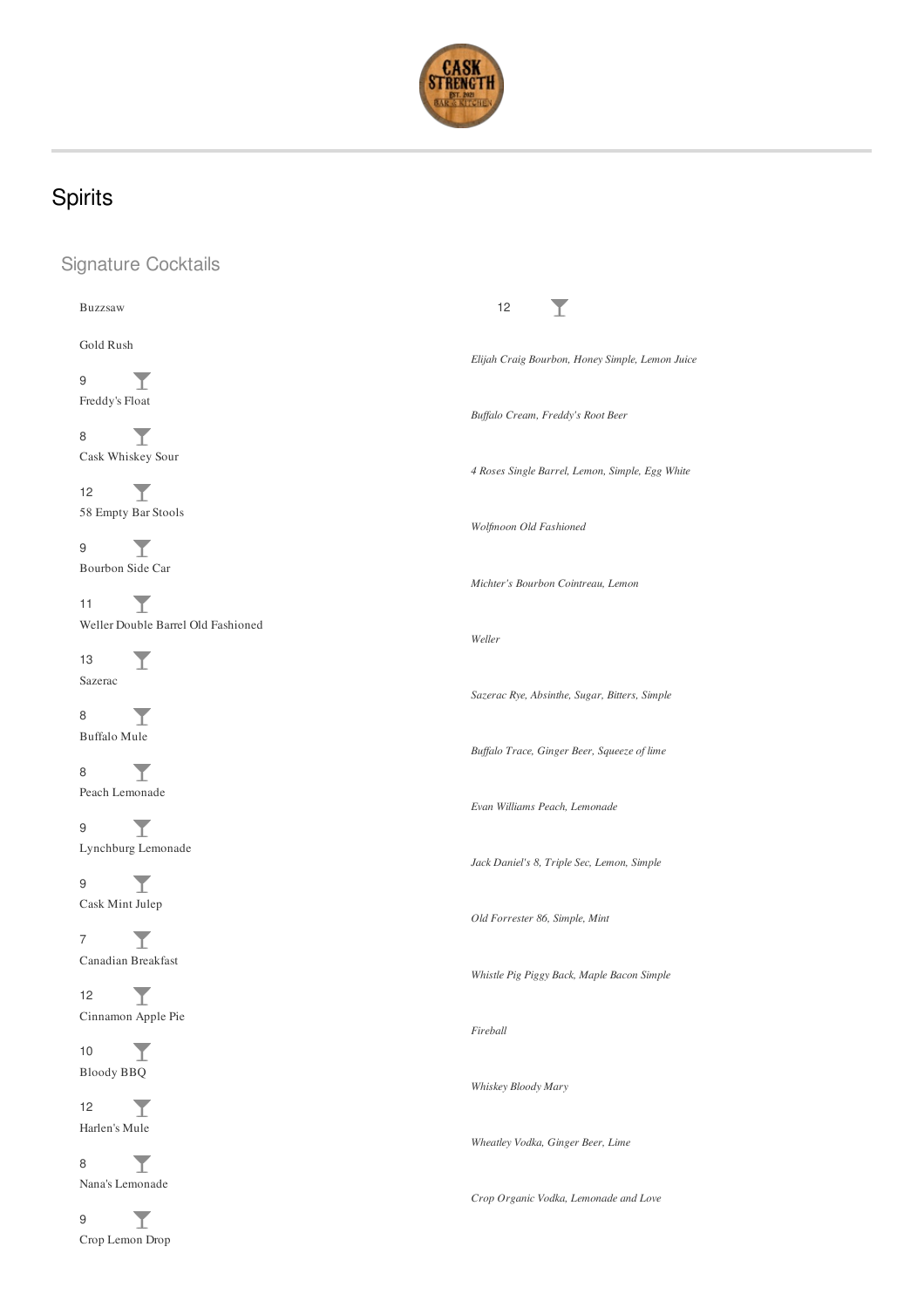# Spirits

## Signature Cocktails

| Cocktail | Price | Description |
|---|---|---|
| Buzzsaw | 12 | |
| Gold Rush | 9 | *Elijah Craig Bourbon, Honey Simple, Lemon Juice* |
| Freddy's Float | 8 | *Buffalo Cream, Freddy's Root Beer* |
| Cask Whiskey Sour | 12 | *4 Roses Single Barrel, Lemon, Simple, Egg White* |
| 58 Empty Bar Stools | 9 | *Wolfmoon Old Fashioned* |
| Bourbon Side Car | 11 | *Michter's Bourbon Cointreau, Lemon* |
| Weller Double Barrel Old Fashioned | 13 | *Weller* |
| Sazerac | 8 | *Sazerac Rye, Absinthe, Sugar, Bitters, Simple* |
| Buffalo Mule | 8 | *Buffalo Trace, Ginger Beer, Squeeze of lime* |
| Peach Lemonade | 9 | *Evan Williams Peach, Lemonade* |
| Lynchburg Lemonade | 9 | *Jack Daniel's 8, Triple Sec, Lemon, Simple* |
| Cask Mint Julep | 7 | *Old Forrester 86, Simple, Mint* |
| Canadian Breakfast | 12 | *Whistle Pig Piggy Back, Maple Bacon Simple* |
| Cinnamon Apple Pie | 10 | *Fireball* |
| Bloody BBQ | 12 | *Whiskey Bloody Mary* |
| Harlen's Mule | 8 | *Wheatley Vodka, Ginger Beer, Lime* |
| Nana's Lemonade | 9 | *Crop Organic Vodka, Lemonade and Love* |
| Crop Lemon Drop | | |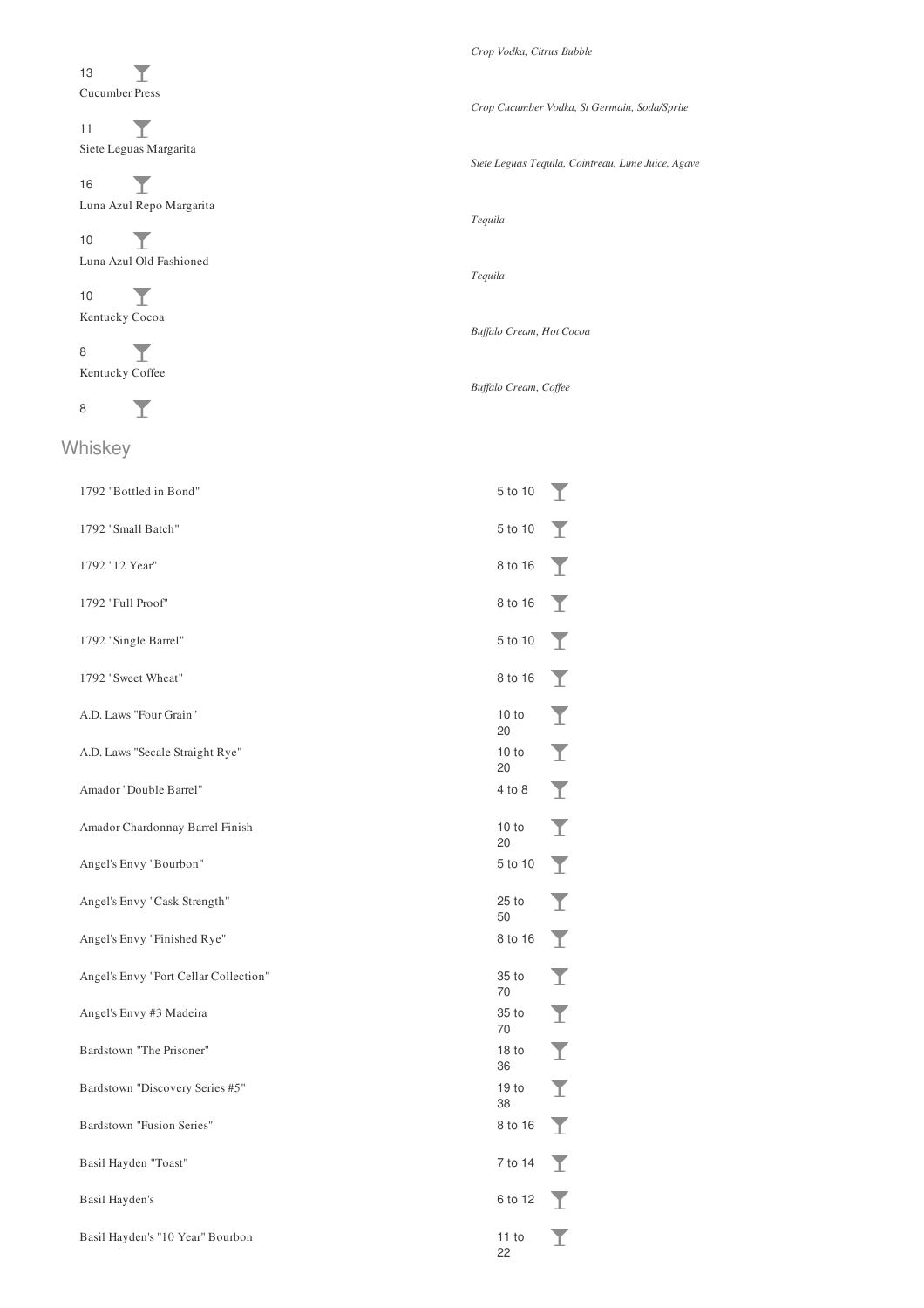*Crop Vodka, Citrus Bubble*

13

Cucumber Press

*Crop Cucumber Vodka, St Germain, Soda/Sprite*

11

Siete Leguas Margarita

*Siete Leguas Tequila, Cointreau, Lime Juice, Agave*

16

Luna Azul Repo Margarita

*Tequila*

10

Luna Azul Old Fashioned

*Tequila*

10

Kentucky Cocoa

*Buffalo Cream, Hot Cocoa*

8

Kentucky Coffee

*Buffalo Cream, Coffee*

8

## Whiskey

| Whiskey | Price |
| --- | --- |
| 1792 "Bottled in Bond" | 5 to 10 |
| 1792 "Small Batch" | 5 to 10 |
| 1792 "12 Year" | 8 to 16 |
| 1792 "Full Proof" | 8 to 16 |
| 1792 "Single Barrel" | 5 to 10 |
| 1792 "Sweet Wheat" | 8 to 16 |
| A.D. Laws "Four Grain" | 10 to 20 |
| A.D. Laws "Secale Straight Rye" | 10 to 20 |
| Amador "Double Barrel" | 4 to 8 |
| Amador Chardonnay Barrel Finish | 10 to 20 |
| Angel's Envy "Bourbon" | 5 to 10 |
| Angel's Envy "Cask Strength" | 25 to 50 |
| Angel's Envy "Finished Rye" | 8 to 16 |
| Angel's Envy "Port Cellar Collection" | 35 to 70 |
| Angel's Envy #3 Madeira | 35 to 70 |
| Bardstown "The Prisoner" | 18 to 36 |
| Bardstown "Discovery Series #5" | 19 to 38 |
| Bardstown "Fusion Series" | 8 to 16 |
| Basil Hayden "Toast" | 7 to 14 |
| Basil Hayden's | 6 to 12 |
| Basil Hayden's "10 Year" Bourbon | 11 to 22 |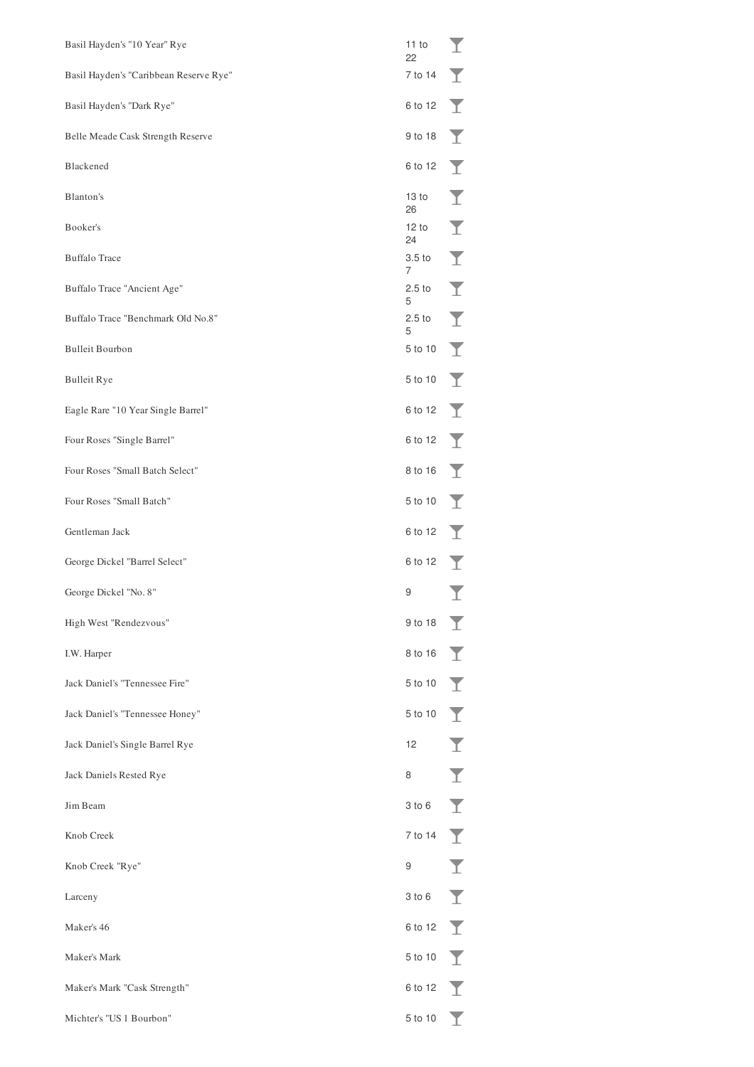| | | |
|---|---|---|
| Basil Hayden's "10 Year" Rye | 11 to 22 | |
| Basil Hayden's "Caribbean Reserve Rye" | 7 to 14 | |
| Basil Hayden's "Dark Rye" | 6 to 12 | |
| Belle Meade Cask Strength Reserve | 9 to 18 | |
| Blackened | 6 to 12 | |
| Blanton's | 13 to 26 | |
| Booker's | 12 to 24 | |
| Buffalo Trace | 3.5 to 7 | |
| Buffalo Trace "Ancient Age" | 2.5 to 5 | |
| Buffalo Trace "Benchmark Old No.8" | 2.5 to 5 | |
| Bulleit Bourbon | 5 to 10 | |
| Bulleit Rye | 5 to 10 | |
| Eagle Rare "10 Year Single Barrel" | 6 to 12 | |
| Four Roses "Single Barrel" | 6 to 12 | |
| Four Roses "Small Batch Select" | 8 to 16 | |
| Four Roses "Small Batch" | 5 to 10 | |
| Gentleman Jack | 6 to 12 | |
| George Dickel "Barrel Select" | 6 to 12 | |
| George Dickel "No. 8" | 9 | |
| High West "Rendezvous" | 9 to 18 | |
| I.W. Harper | 8 to 16 | |
| Jack Daniel's "Tennessee Fire" | 5 to 10 | |
| Jack Daniel's "Tennessee Honey" | 5 to 10 | |
| Jack Daniel's Single Barrel Rye | 12 | |
| Jack Daniels Rested Rye | 8 | |
| Jim Beam | 3 to 6 | |
| Knob Creek | 7 to 14 | |
| Knob Creek "Rye" | 9 | |
| Larceny | 3 to 6 | |
| Maker's 46 | 6 to 12 | |
| Maker's Mark | 5 to 10 | |
| Maker's Mark "Cask Strength" | 6 to 12 | |
| Michter's "US 1 Bourbon" | 5 to 10 | |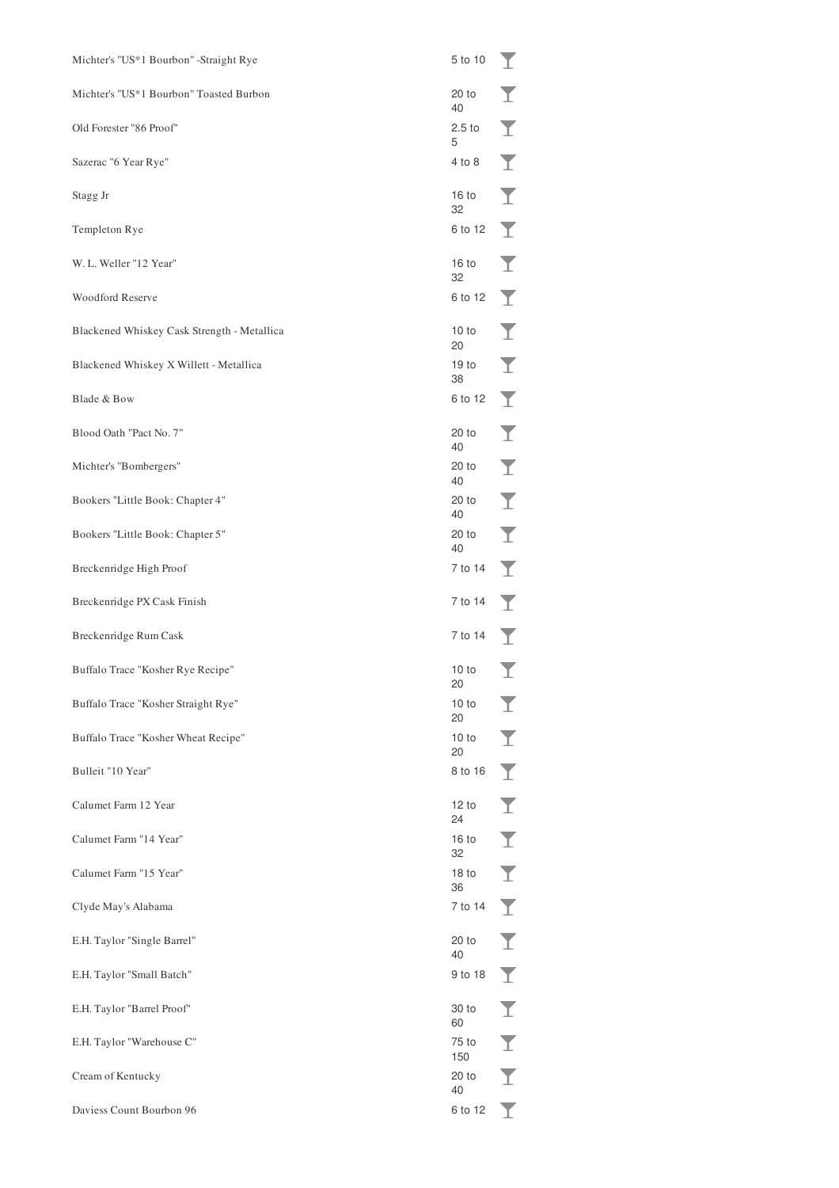| | | |
|---|---|---|
| Michter's "US*1 Bourbon" -Straight Rye | 5 to 10 | |
| Michter's "US*1 Bourbon" Toasted Burbon | 20 to 40 | |
| Old Forester "86 Proof" | 2.5 to 5 | |
| Sazerac "6 Year Rye" | 4 to 8 | |
| Stagg Jr | 16 to 32 | |
| Templeton Rye | 6 to 12 | |
| W. L. Weller "12 Year" | 16 to 32 | |
| Woodford Reserve | 6 to 12 | |
| Blackened Whiskey Cask Strength - Metallica | 10 to 20 | |
| Blackened Whiskey X Willett - Metallica | 19 to 38 | |
| Blade & Bow | 6 to 12 | |
| Blood Oath "Pact No. 7" | 20 to 40 | |
| Michter's "Bombergers" | 20 to 40 | |
| Bookers "Little Book: Chapter 4" | 20 to 40 | |
| Bookers "Little Book: Chapter 5" | 20 to 40 | |
| Breckenridge High Proof | 7 to 14 | |
| Breckenridge PX Cask Finish | 7 to 14 | |
| Breckenridge Rum Cask | 7 to 14 | |
| Buffalo Trace "Kosher Rye Recipe" | 10 to 20 | |
| Buffalo Trace "Kosher Straight Rye" | 10 to 20 | |
| Buffalo Trace "Kosher Wheat Recipe" | 10 to 20 | |
| Bulleit "10 Year" | 8 to 16 | |
| Calumet Farm 12 Year | 12 to 24 | |
| Calumet Farm "14 Year" | 16 to 32 | |
| Calumet Farm "15 Year" | 18 to 36 | |
| Clyde May's Alabama | 7 to 14 | |
| E.H. Taylor "Single Barrel" | 20 to 40 | |
| E.H. Taylor "Small Batch" | 9 to 18 | |
| E.H. Taylor "Barrel Proof" | 30 to 60 | |
| E.H. Taylor "Warehouse C" | 75 to 150 | |
| Cream of Kentucky | 20 to 40 | |
| Daviess Count Bourbon 96 | 6 to 12 | |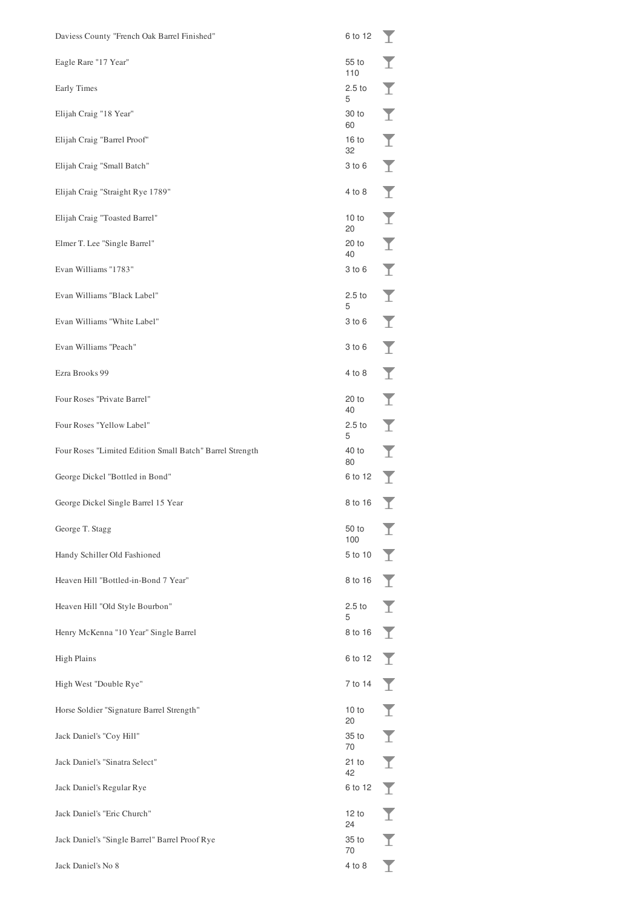| | | |
|---|---|---|
| Daviess County "French Oak Barrel Finished" | 6 to 12 | |
| Eagle Rare "17 Year" | 55 to 110 | |
| Early Times | 2.5 to 5 | |
| Elijah Craig "18 Year" | 30 to 60 | |
| Elijah Craig "Barrel Proof" | 16 to 32 | |
| Elijah Craig "Small Batch" | 3 to 6 | |
| Elijah Craig "Straight Rye 1789" | 4 to 8 | |
| Elijah Craig "Toasted Barrel" | 10 to 20 | |
| Elmer T. Lee "Single Barrel" | 20 to 40 | |
| Evan Williams "1783" | 3 to 6 | |
| Evan Williams "Black Label" | 2.5 to 5 | |
| Evan Williams "White Label" | 3 to 6 | |
| Evan Williams "Peach" | 3 to 6 | |
| Ezra Brooks 99 | 4 to 8 | |
| Four Roses "Private Barrel" | 20 to 40 | |
| Four Roses "Yellow Label" | 2.5 to 5 | |
| Four Roses "Limited Edition Small Batch" Barrel Strength | 40 to 80 | |
| George Dickel "Bottled in Bond" | 6 to 12 | |
| George Dickel Single Barrel 15 Year | 8 to 16 | |
| George T. Stagg | 50 to 100 | |
| Handy Schiller Old Fashioned | 5 to 10 | |
| Heaven Hill "Bottled-in-Bond 7 Year" | 8 to 16 | |
| Heaven Hill "Old Style Bourbon" | 2.5 to 5 | |
| Henry McKenna "10 Year" Single Barrel | 8 to 16 | |
| High Plains | 6 to 12 | |
| High West "Double Rye" | 7 to 14 | |
| Horse Soldier "Signature Barrel Strength" | 10 to 20 | |
| Jack Daniel's "Coy Hill" | 35 to 70 | |
| Jack Daniel's "Sinatra Select" | 21 to 42 | |
| Jack Daniel's Regular Rye | 6 to 12 | |
| Jack Daniel's "Eric Church" | 12 to 24 | |
| Jack Daniel's "Single Barrel" Barrel Proof Rye | 35 to 70 | |
| Jack Daniel's No 8 | 4 to 8 | |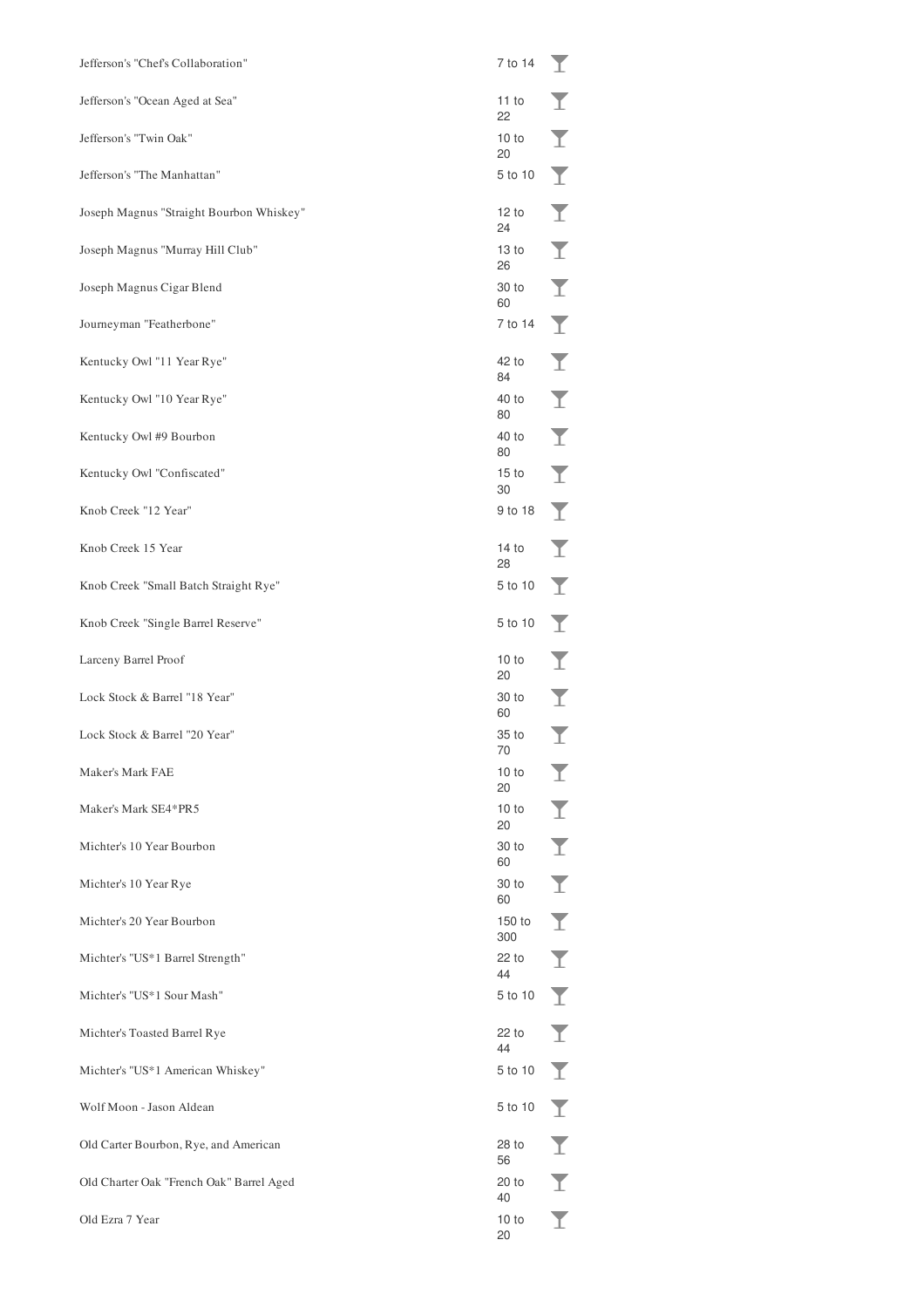| Item | Price |
| --- | --- |
| Jefferson's "Chef's Collaboration" | 7 to 14 |
| Jefferson's "Ocean Aged at Sea" | 11 to 22 |
| Jefferson's "Twin Oak" | 10 to 20 |
| Jefferson's "The Manhattan" | 5 to 10 |
| Joseph Magnus "Straight Bourbon Whiskey" | 12 to 24 |
| Joseph Magnus "Murray Hill Club" | 13 to 26 |
| Joseph Magnus Cigar Blend | 30 to 60 |
| Journeyman "Featherbone" | 7 to 14 |
| Kentucky Owl "11 Year Rye" | 42 to 84 |
| Kentucky Owl "10 Year Rye" | 40 to 80 |
| Kentucky Owl #9 Bourbon | 40 to 80 |
| Kentucky Owl "Confiscated" | 15 to 30 |
| Knob Creek "12 Year" | 9 to 18 |
| Knob Creek 15 Year | 14 to 28 |
| Knob Creek "Small Batch Straight Rye" | 5 to 10 |
| Knob Creek "Single Barrel Reserve" | 5 to 10 |
| Larceny Barrel Proof | 10 to 20 |
| Lock Stock & Barrel "18 Year" | 30 to 60 |
| Lock Stock & Barrel "20 Year" | 35 to 70 |
| Maker's Mark FAE | 10 to 20 |
| Maker's Mark SE4*PR5 | 10 to 20 |
| Michter's 10 Year Bourbon | 30 to 60 |
| Michter's 10 Year Rye | 30 to 60 |
| Michter's 20 Year Bourbon | 150 to 300 |
| Michter's "US*1 Barrel Strength" | 22 to 44 |
| Michter's "US*1 Sour Mash" | 5 to 10 |
| Michter's Toasted Barrel Rye | 22 to 44 |
| Michter's "US*1 American Whiskey" | 5 to 10 |
| Wolf Moon - Jason Aldean | 5 to 10 |
| Old Carter Bourbon, Rye, and American | 28 to 56 |
| Old Charter Oak "French Oak" Barrel Aged | 20 to 40 |
| Old Ezra 7 Year | 10 to 20 |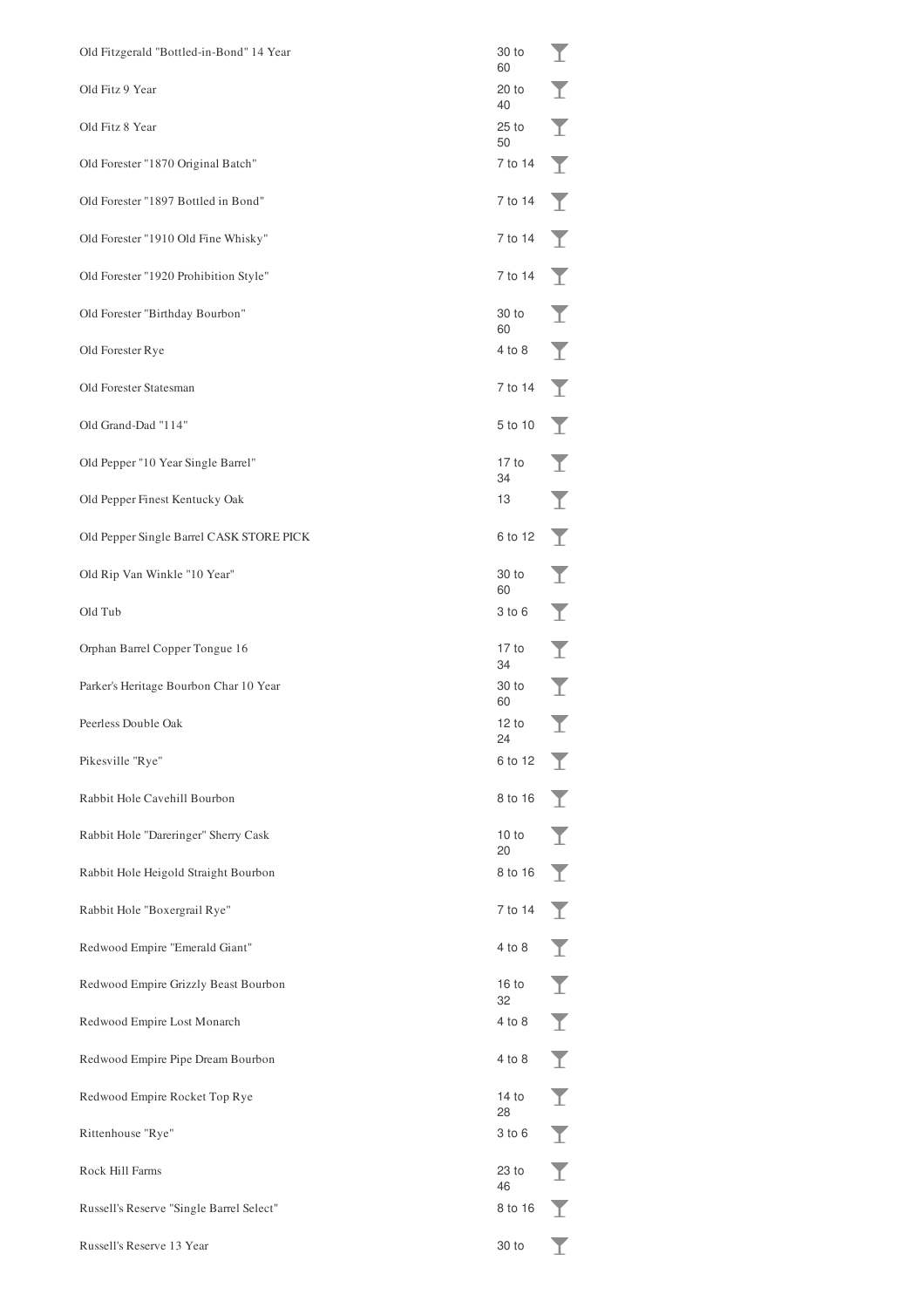| | | |
|---|---|---|
| Old Fitzgerald "Bottled-in-Bond" 14 Year | 30 to 60 | |
| Old Fitz 9 Year | 20 to 40 | |
| Old Fitz 8 Year | 25 to 50 | |
| Old Forester "1870 Original Batch" | 7 to 14 | |
| Old Forester "1897 Bottled in Bond" | 7 to 14 | |
| Old Forester "1910 Old Fine Whisky" | 7 to 14 | |
| Old Forester "1920 Prohibition Style" | 7 to 14 | |
| Old Forester "Birthday Bourbon" | 30 to 60 | |
| Old Forester Rye | 4 to 8 | |
| Old Forester Statesman | 7 to 14 | |
| Old Grand-Dad "114" | 5 to 10 | |
| Old Pepper "10 Year Single Barrel" | 17 to 34 | |
| Old Pepper Finest Kentucky Oak | 13 | |
| Old Pepper Single Barrel CASK STORE PICK | 6 to 12 | |
| Old Rip Van Winkle "10 Year" | 30 to 60 | |
| Old Tub | 3 to 6 | |
| Orphan Barrel Copper Tongue 16 | 17 to 34 | |
| Parker's Heritage Bourbon Char 10 Year | 30 to 60 | |
| Peerless Double Oak | 12 to 24 | |
| Pikesville "Rye" | 6 to 12 | |
| Rabbit Hole Cavehill Bourbon | 8 to 16 | |
| Rabbit Hole "Dareringer" Sherry Cask | 10 to 20 | |
| Rabbit Hole Heigold Straight Bourbon | 8 to 16 | |
| Rabbit Hole "Boxergrail Rye" | 7 to 14 | |
| Redwood Empire "Emerald Giant" | 4 to 8 | |
| Redwood Empire Grizzly Beast Bourbon | 16 to 32 | |
| Redwood Empire Lost Monarch | 4 to 8 | |
| Redwood Empire Pipe Dream Bourbon | 4 to 8 | |
| Redwood Empire Rocket Top Rye | 14 to 28 | |
| Rittenhouse "Rye" | 3 to 6 | |
| Rock Hill Farms | 23 to 46 | |
| Russell's Reserve "Single Barrel Select" | 8 to 16 | |
| Russell's Reserve 13 Year | 30 to | |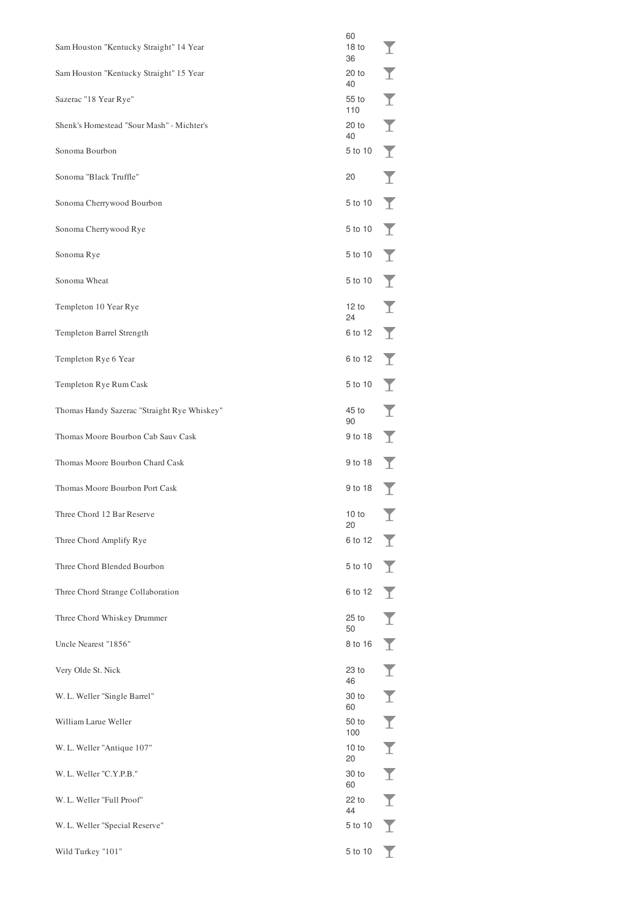| | |
|---|---|
| | 60 |
| Sam Houston "Kentucky Straight" 14 Year | 18 to 36 |
| Sam Houston "Kentucky Straight" 15 Year | 20 to 40 |
| Sazerac "18 Year Rye" | 55 to 110 |
| Shenk's Homestead "Sour Mash" - Michter's | 20 to 40 |
| Sonoma Bourbon | 5 to 10 |
| Sonoma "Black Truffle" | 20 |
| Sonoma Cherrywood Bourbon | 5 to 10 |
| Sonoma Cherrywood Rye | 5 to 10 |
| Sonoma Rye | 5 to 10 |
| Sonoma Wheat | 5 to 10 |
| Templeton 10 Year Rye | 12 to 24 |
| Templeton Barrel Strength | 6 to 12 |
| Templeton Rye 6 Year | 6 to 12 |
| Templeton Rye Rum Cask | 5 to 10 |
| Thomas Handy Sazerac "Straight Rye Whiskey" | 45 to 90 |
| Thomas Moore Bourbon Cab Sauv Cask | 9 to 18 |
| Thomas Moore Bourbon Chard Cask | 9 to 18 |
| Thomas Moore Bourbon Port Cask | 9 to 18 |
| Three Chord 12 Bar Reserve | 10 to 20 |
| Three Chord Amplify Rye | 6 to 12 |
| Three Chord Blended Bourbon | 5 to 10 |
| Three Chord Strange Collaboration | 6 to 12 |
| Three Chord Whiskey Drummer | 25 to 50 |
| Uncle Nearest "1856" | 8 to 16 |
| Very Olde St. Nick | 23 to 46 |
| W. L. Weller "Single Barrel" | 30 to 60 |
| William Larue Weller | 50 to 100 |
| W. L. Weller "Antique 107" | 10 to 20 |
| W. L. Weller "C.Y.P.B." | 30 to 60 |
| W. L. Weller "Full Proof" | 22 to 44 |
| W. L. Weller "Special Reserve" | 5 to 10 |
| Wild Turkey "101" | 5 to 10 |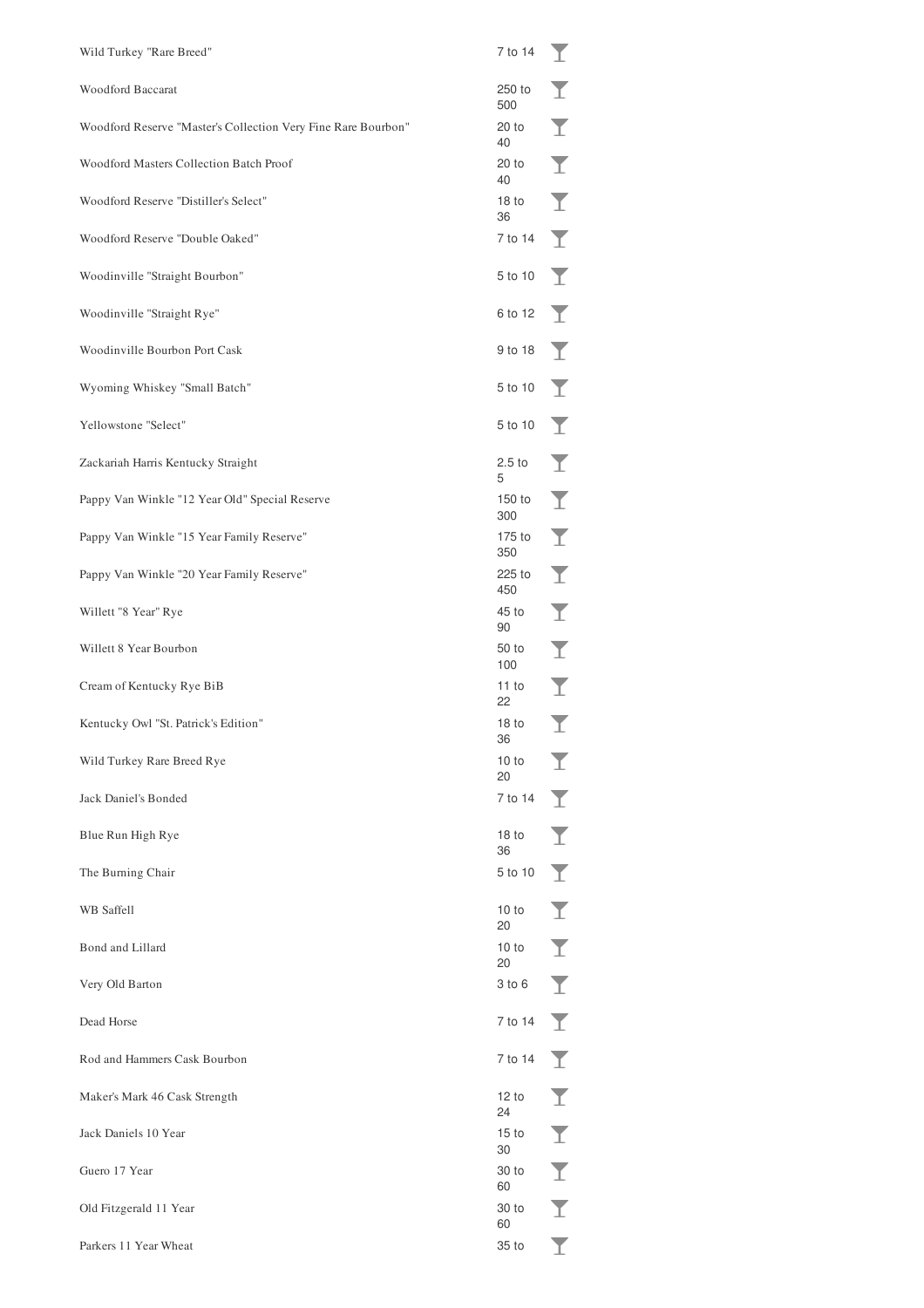| | | |
|---|---|---|
| Wild Turkey "Rare Breed" | 7 to 14 | |
| Woodford Baccarat | 250 to 500 | |
| Woodford Reserve "Master's Collection Very Fine Rare Bourbon" | 20 to 40 | |
| Woodford Masters Collection Batch Proof | 20 to 40 | |
| Woodford Reserve "Distiller's Select" | 18 to 36 | |
| Woodford Reserve "Double Oaked" | 7 to 14 | |
| Woodinville "Straight Bourbon" | 5 to 10 | |
| Woodinville "Straight Rye" | 6 to 12 | |
| Woodinville Bourbon Port Cask | 9 to 18 | |
| Wyoming Whiskey "Small Batch" | 5 to 10 | |
| Yellowstone "Select" | 5 to 10 | |
| Zackariah Harris Kentucky Straight | 2.5 to 5 | |
| Pappy Van Winkle "12 Year Old" Special Reserve | 150 to 300 | |
| Pappy Van Winkle "15 Year Family Reserve" | 175 to 350 | |
| Pappy Van Winkle "20 Year Family Reserve" | 225 to 450 | |
| Willett "8 Year" Rye | 45 to 90 | |
| Willett 8 Year Bourbon | 50 to 100 | |
| Cream of Kentucky Rye BiB | 11 to 22 | |
| Kentucky Owl "St. Patrick's Edition" | 18 to 36 | |
| Wild Turkey Rare Breed Rye | 10 to 20 | |
| Jack Daniel's Bonded | 7 to 14 | |
| Blue Run High Rye | 18 to 36 | |
| The Burning Chair | 5 to 10 | |
| WB Saffell | 10 to 20 | |
| Bond and Lillard | 10 to 20 | |
| Very Old Barton | 3 to 6 | |
| Dead Horse | 7 to 14 | |
| Rod and Hammers Cask Bourbon | 7 to 14 | |
| Maker's Mark 46 Cask Strength | 12 to 24 | |
| Jack Daniels 10 Year | 15 to 30 | |
| Guero 17 Year | 30 to 60 | |
| Old Fitzgerald 11 Year | 30 to 60 | |
| Parkers 11 Year Wheat | 35 to | |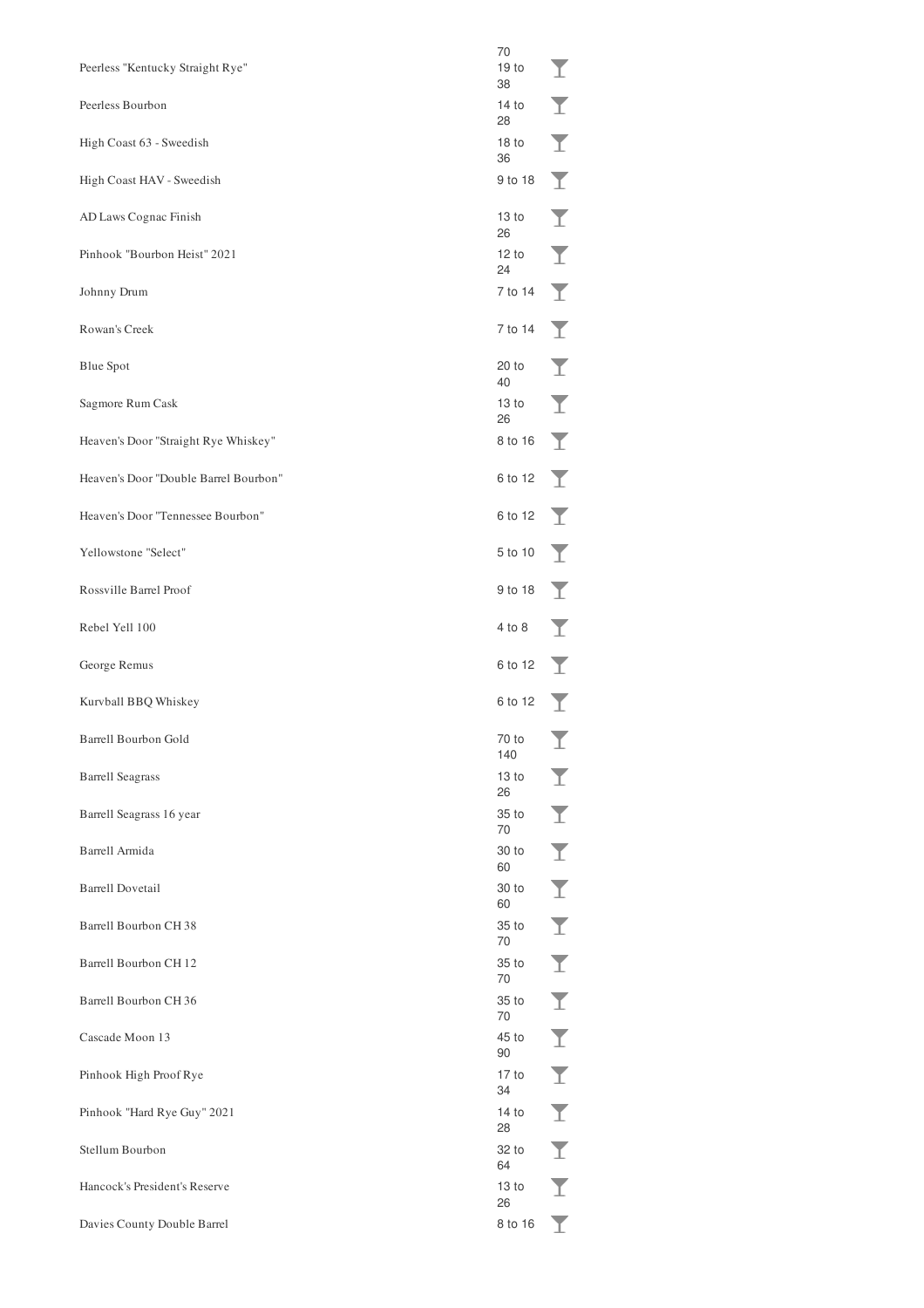| | |
|---|---|
| | 70 |
| Peerless "Kentucky Straight Rye" | 19 to 38 |
| Peerless Bourbon | 14 to 28 |
| High Coast 63 - Sweedish | 18 to 36 |
| High Coast HAV - Sweedish | 9 to 18 |
| AD Laws Cognac Finish | 13 to 26 |
| Pinhook "Bourbon Heist" 2021 | 12 to 24 |
| Johnny Drum | 7 to 14 |
| Rowan's Creek | 7 to 14 |
| Blue Spot | 20 to 40 |
| Sagmore Rum Cask | 13 to 26 |
| Heaven's Door "Straight Rye Whiskey" | 8 to 16 |
| Heaven's Door "Double Barrel Bourbon" | 6 to 12 |
| Heaven's Door "Tennessee Bourbon" | 6 to 12 |
| Yellowstone "Select" | 5 to 10 |
| Rossville Barrel Proof | 9 to 18 |
| Rebel Yell 100 | 4 to 8 |
| George Remus | 6 to 12 |
| Kurvball BBQ Whiskey | 6 to 12 |
| Barrell Bourbon Gold | 70 to 140 |
| Barrell Seagrass | 13 to 26 |
| Barrell Seagrass 16 year | 35 to 70 |
| Barrell Armida | 30 to 60 |
| Barrell Dovetail | 30 to 60 |
| Barrell Bourbon CH 38 | 35 to 70 |
| Barrell Bourbon CH 12 | 35 to 70 |
| Barrell Bourbon CH 36 | 35 to 70 |
| Cascade Moon 13 | 45 to 90 |
| Pinhook High Proof Rye | 17 to 34 |
| Pinhook "Hard Rye Guy" 2021 | 14 to 28 |
| Stellum Bourbon | 32 to 64 |
| Hancock's President's Reserve | 13 to 26 |
| Davies County Double Barrel | 8 to 16 |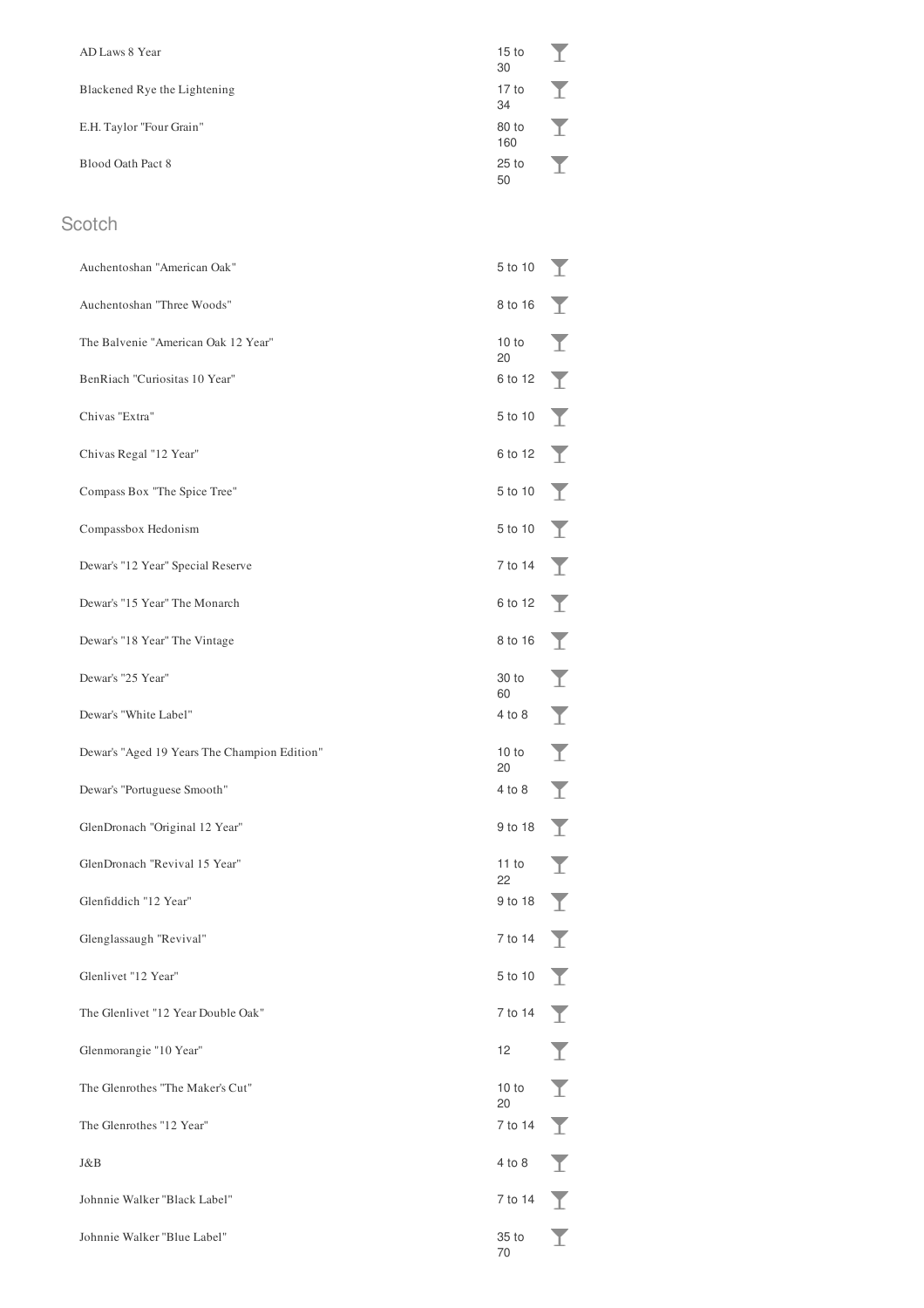| | |
|---|---|
| AD Laws 8 Year | 15 to 30 |
| Blackened Rye the Lightening | 17 to 34 |
| E.H. Taylor "Four Grain" | 80 to 160 |
| Blood Oath Pact 8 | 25 to 50 |

## Scotch

| | |
|---|---|
| Auchentoshan "American Oak" | 5 to 10 |
| Auchentoshan "Three Woods" | 8 to 16 |
| The Balvenie "American Oak 12 Year" | 10 to 20 |
| BenRiach "Curiositas 10 Year" | 6 to 12 |
| Chivas "Extra" | 5 to 10 |
| Chivas Regal "12 Year" | 6 to 12 |
| Compass Box "The Spice Tree" | 5 to 10 |
| Compassbox Hedonism | 5 to 10 |
| Dewar's "12 Year" Special Reserve | 7 to 14 |
| Dewar's "15 Year" The Monarch | 6 to 12 |
| Dewar's "18 Year" The Vintage | 8 to 16 |
| Dewar's "25 Year" | 30 to 60 |
| Dewar's "White Label" | 4 to 8 |
| Dewar's "Aged 19 Years The Champion Edition" | 10 to 20 |
| Dewar's "Portuguese Smooth" | 4 to 8 |
| GlenDronach "Original 12 Year" | 9 to 18 |
| GlenDronach "Revival 15 Year" | 11 to 22 |
| Glenfiddich "12 Year" | 9 to 18 |
| Glenglassaugh "Revival" | 7 to 14 |
| Glenlivet "12 Year" | 5 to 10 |
| The Glenlivet "12 Year Double Oak" | 7 to 14 |
| Glenmorangie "10 Year" | 12 |
| The Glenrothes "The Maker's Cut" | 10 to 20 |
| The Glenrothes "12 Year" | 7 to 14 |
| J&B | 4 to 8 |
| Johnnie Walker "Black Label" | 7 to 14 |
| Johnnie Walker "Blue Label" | 35 to 70 |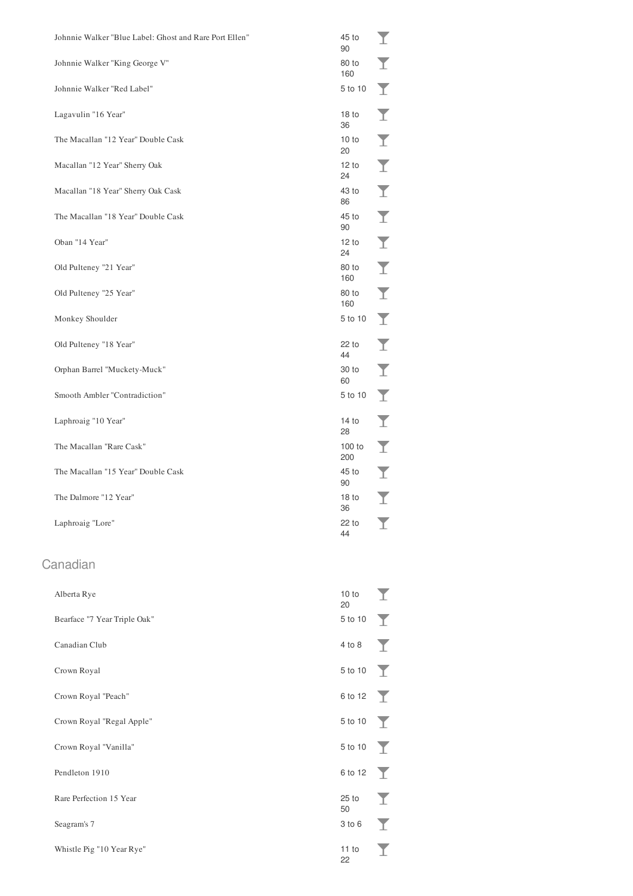| | | |
|---|---|---|
| Johnnie Walker "Blue Label: Ghost and Rare Port Ellen" | 45 to 90 | |
| Johnnie Walker "King George V" | 80 to 160 | |
| Johnnie Walker "Red Label" | 5 to 10 | |
| Lagavulin "16 Year" | 18 to 36 | |
| The Macallan "12 Year" Double Cask | 10 to 20 | |
| Macallan "12 Year" Sherry Oak | 12 to 24 | |
| Macallan "18 Year" Sherry Oak Cask | 43 to 86 | |
| The Macallan "18 Year" Double Cask | 45 to 90 | |
| Oban "14 Year" | 12 to 24 | |
| Old Pulteney "21 Year" | 80 to 160 | |
| Old Pulteney "25 Year" | 80 to 160 | |
| Monkey Shoulder | 5 to 10 | |
| Old Pulteney "18 Year" | 22 to 44 | |
| Orphan Barrel "Muckety-Muck" | 30 to 60 | |
| Smooth Ambler "Contradiction" | 5 to 10 | |
| Laphroaig "10 Year" | 14 to 28 | |
| The Macallan "Rare Cask" | 100 to 200 | |
| The Macallan "15 Year" Double Cask | 45 to 90 | |
| The Dalmore "12 Year" | 18 to 36 | |
| Laphroaig "Lore" | 22 to 44 | |

## Canadian

| | | |
|---|---|---|
| Alberta Rye | 10 to 20 | |
| Bearface "7 Year Triple Oak" | 5 to 10 | |
| Canadian Club | 4 to 8 | |
| Crown Royal | 5 to 10 | |
| Crown Royal "Peach" | 6 to 12 | |
| Crown Royal "Regal Apple" | 5 to 10 | |
| Crown Royal "Vanilla" | 5 to 10 | |
| Pendleton 1910 | 6 to 12 | |
| Rare Perfection 15 Year | 25 to 50 | |
| Seagram's 7 | 3 to 6 | |
| Whistle Pig "10 Year Rye" | 11 to 22 | |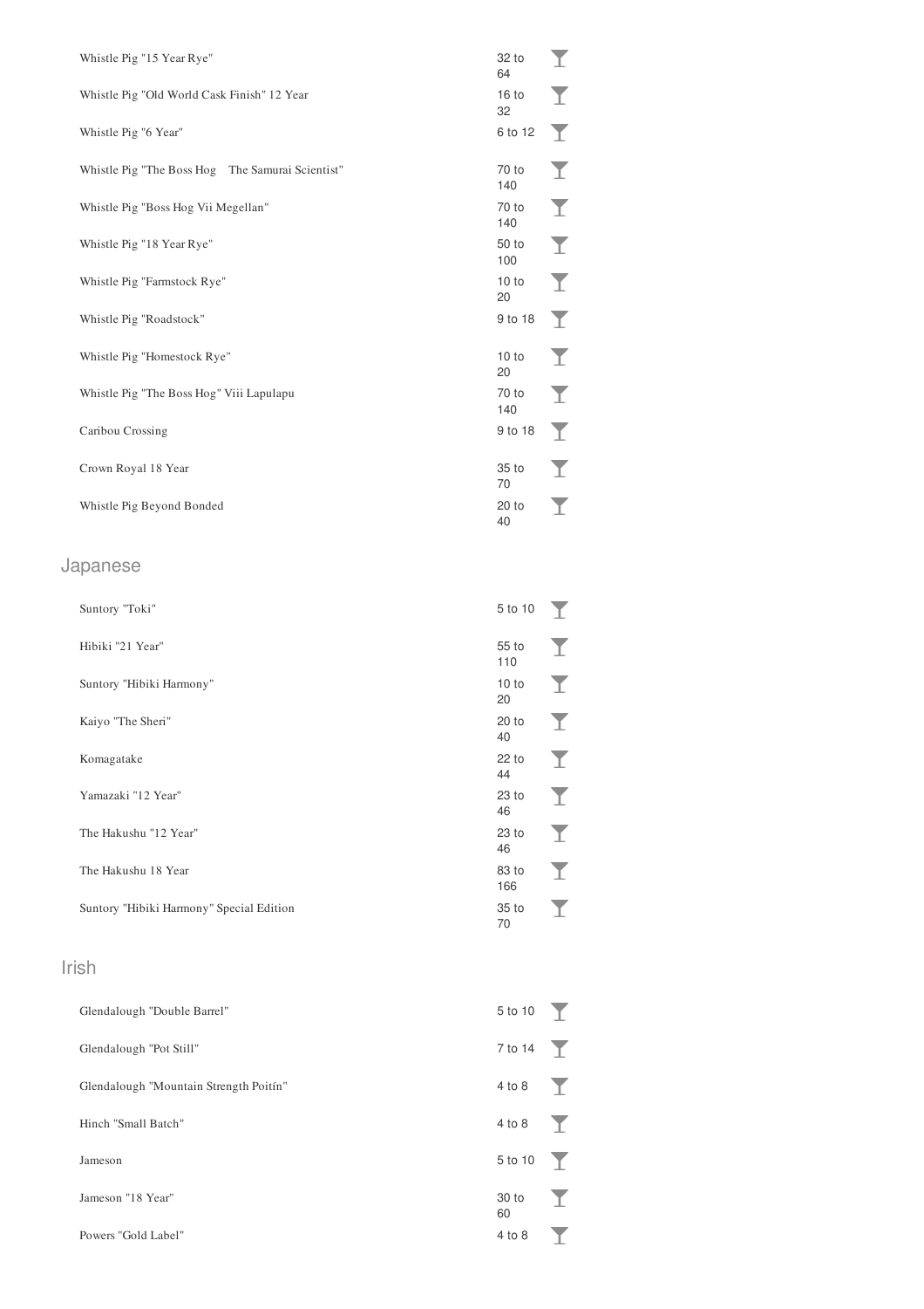| | | |
|---|---|---|
| Whistle Pig "15 Year Rye" | 32 to 64 | |
| Whistle Pig "Old World Cask Finish" 12 Year | 16 to 32 | |
| Whistle Pig "6 Year" | 6 to 12 | |
| Whistle Pig "The Boss Hog The Samurai Scientist" | 70 to 140 | |
| Whistle Pig "Boss Hog Vii Megellan" | 70 to 140 | |
| Whistle Pig "18 Year Rye" | 50 to 100 | |
| Whistle Pig "Farmstock Rye" | 10 to 20 | |
| Whistle Pig "Roadstock" | 9 to 18 | |
| Whistle Pig "Homestock Rye" | 10 to 20 | |
| Whistle Pig "The Boss Hog" Viii Lapulapu | 70 to 140 | |
| Caribou Crossing | 9 to 18 | |
| Crown Royal 18 Year | 35 to 70 | |
| Whistle Pig Beyond Bonded | 20 to 40 | |

## Japanese

| | | |
|---|---|---|
| Suntory "Toki" | 5 to 10 | |
| Hibiki "21 Year" | 55 to 110 | |
| Suntory "Hibiki Harmony" | 10 to 20 | |
| Kaiyo "The Sheri" | 20 to 40 | |
| Komagatake | 22 to 44 | |
| Yamazaki "12 Year" | 23 to 46 | |
| The Hakushu "12 Year" | 23 to 46 | |
| The Hakushu 18 Year | 83 to 166 | |
| Suntory "Hibiki Harmony" Special Edition | 35 to 70 | |

## Irish

| | | |
|---|---|---|
| Glendalough "Double Barrel" | 5 to 10 | |
| Glendalough "Pot Still" | 7 to 14 | |
| Glendalough "Mountain Strength Poitín" | 4 to 8 | |
| Hinch "Small Batch" | 4 to 8 | |
| Jameson | 5 to 10 | |
| Jameson "18 Year" | 30 to 60 | |
| Powers "Gold Label" | 4 to 8 | |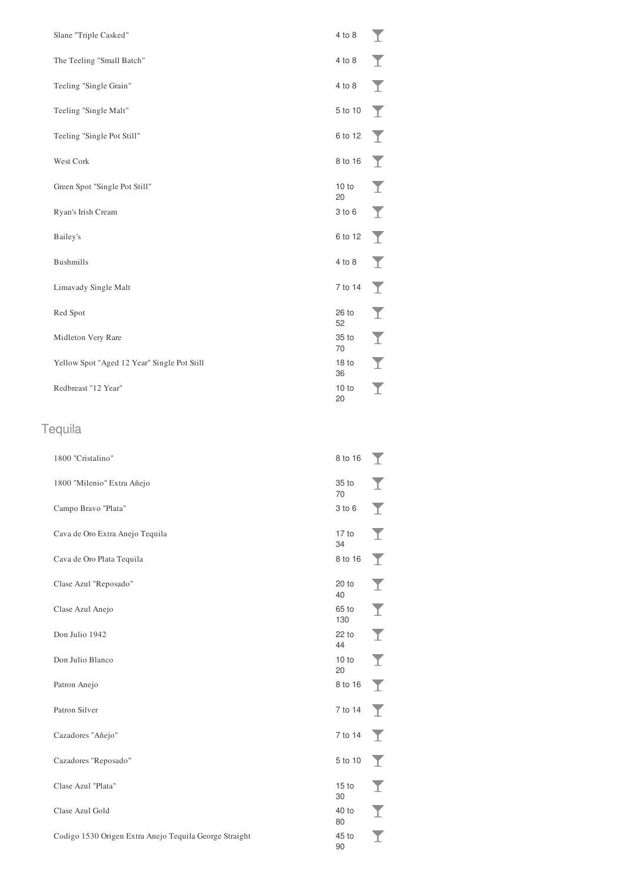| | | |
|---|---|---|
| Slane "Triple Casked" | 4 to 8 | |
| The Teeling "Small Batch" | 4 to 8 | |
| Teeling "Single Grain" | 4 to 8 | |
| Teeling "Single Malt" | 5 to 10 | |
| Teeling "Single Pot Still" | 6 to 12 | |
| West Cork | 8 to 16 | |
| Green Spot "Single Pot Still" | 10 to 20 | |
| Ryan's Irish Cream | 3 to 6 | |
| Bailey's | 6 to 12 | |
| Bushmills | 4 to 8 | |
| Limavady Single Malt | 7 to 14 | |
| Red Spot | 26 to 52 | |
| Midleton Very Rare | 35 to 70 | |
| Yellow Spot "Aged 12 Year" Single Pot Still | 18 to 36 | |
| Redbreast "12 Year" | 10 to 20 | |

## Tequila

| | | |
|---|---|---|
| 1800 "Cristalino" | 8 to 16 | |
| 1800 "Milenio" Extra Añejo | 35 to 70 | |
| Campo Bravo "Plata" | 3 to 6 | |
| Cava de Oro Extra Anejo Tequila | 17 to 34 | |
| Cava de Oro Plata Tequila | 8 to 16 | |
| Clase Azul "Reposado" | 20 to 40 | |
| Clase Azul Anejo | 65 to 130 | |
| Don Julio 1942 | 22 to 44 | |
| Don Julio Blanco | 10 to 20 | |
| Patron Anejo | 8 to 16 | |
| Patron Silver | 7 to 14 | |
| Cazadores "Añejo" | 7 to 14 | |
| Cazadores "Reposado" | 5 to 10 | |
| Clase Azul "Plata" | 15 to 30 | |
| Clase Azul Gold | 40 to 80 | |
| Codigo 1530 Origen Extra Anejo Tequila George Straight | 45 to 90 | |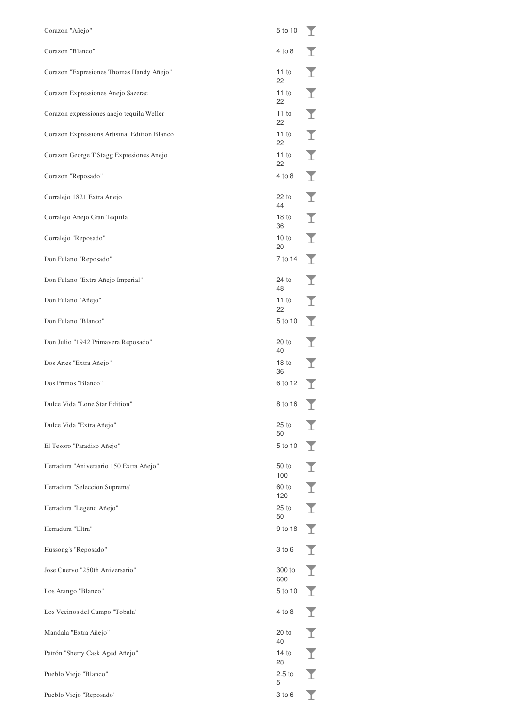| | | |
|---|---|---|
| Corazon "Añejo" | 5 to 10 | |
| Corazon "Blanco" | 4 to 8 | |
| Corazon "Expresiones Thomas Handy Añejo" | 11 to 22 | |
| Corazon Expressiones Anejo Sazerac | 11 to 22 | |
| Corazon expressiones anejo tequila Weller | 11 to 22 | |
| Corazon Expressions Artisinal Edition Blanco | 11 to 22 | |
| Corazon George T Stagg Expresiones Anejo | 11 to 22 | |
| Corazon "Reposado" | 4 to 8 | |
| Corralejo 1821 Extra Anejo | 22 to 44 | |
| Corralejo Anejo Gran Tequila | 18 to 36 | |
| Corralejo "Reposado" | 10 to 20 | |
| Don Fulano "Reposado" | 7 to 14 | |
| Don Fulano "Extra Añejo Imperial" | 24 to 48 | |
| Don Fulano "Añejo" | 11 to 22 | |
| Don Fulano "Blanco" | 5 to 10 | |
| Don Julio "1942 Primavera Reposado" | 20 to 40 | |
| Dos Artes "Extra Añejo" | 18 to 36 | |
| Dos Primos "Blanco" | 6 to 12 | |
| Dulce Vida "Lone Star Edition" | 8 to 16 | |
| Dulce Vida "Extra Añejo" | 25 to 50 | |
| El Tesoro "Paradiso Añejo" | 5 to 10 | |
| Herradura "Aniversario 150 Extra Añejo" | 50 to 100 | |
| Herradura "Seleccion Suprema" | 60 to 120 | |
| Herradura "Legend Añejo" | 25 to 50 | |
| Herradura "Ultra" | 9 to 18 | |
| Hussong's "Reposado" | 3 to 6 | |
| Jose Cuervo "250th Aniversario" | 300 to 600 | |
| Los Arango "Blanco" | 5 to 10 | |
| Los Vecinos del Campo "Tobala" | 4 to 8 | |
| Mandala "Extra Añejo" | 20 to 40 | |
| Patrón "Sherry Cask Aged Añejo" | 14 to 28 | |
| Pueblo Viejo "Blanco" | 2.5 to 5 | |
| Pueblo Viejo "Reposado" | 3 to 6 | |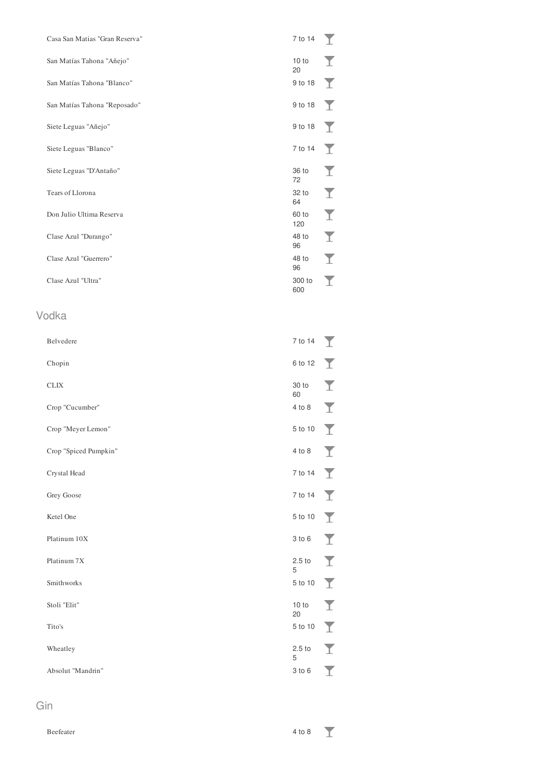| | |
|---|---|
| Casa San Matias "Gran Reserva" | 7 to 14 |
| San Matías Tahona "Añejo" | 10 to 20 |
| San Matías Tahona "Blanco" | 9 to 18 |
| San Matías Tahona "Reposado" | 9 to 18 |
| Siete Leguas "Añejo" | 9 to 18 |
| Siete Leguas "Blanco" | 7 to 14 |
| Siete Leguas "D'Antaño" | 36 to 72 |
| Tears of Llorona | 32 to 64 |
| Don Julio Ultima Reserva | 60 to 120 |
| Clase Azul "Durango" | 48 to 96 |
| Clase Azul "Guerrero" | 48 to 96 |
| Clase Azul "Ultra" | 300 to 600 |

## Vodka

| | |
|---|---|
| Belvedere | 7 to 14 |
| Chopin | 6 to 12 |
| CLIX | 30 to 60 |
| Crop "Cucumber" | 4 to 8 |
| Crop "Meyer Lemon" | 5 to 10 |
| Crop "Spiced Pumpkin" | 4 to 8 |
| Crystal Head | 7 to 14 |
| Grey Goose | 7 to 14 |
| Ketel One | 5 to 10 |
| Platinum 10X | 3 to 6 |
| Platinum 7X | 2.5 to 5 |
| Smithworks | 5 to 10 |
| Stoli "Elit" | 10 to 20 |
| Tito's | 5 to 10 |
| Wheatley | 2.5 to 5 |
| Absolut "Mandrin" | 3 to 6 |

## Gin

| | |
|---|---|
| Beefeater | 4 to 8 |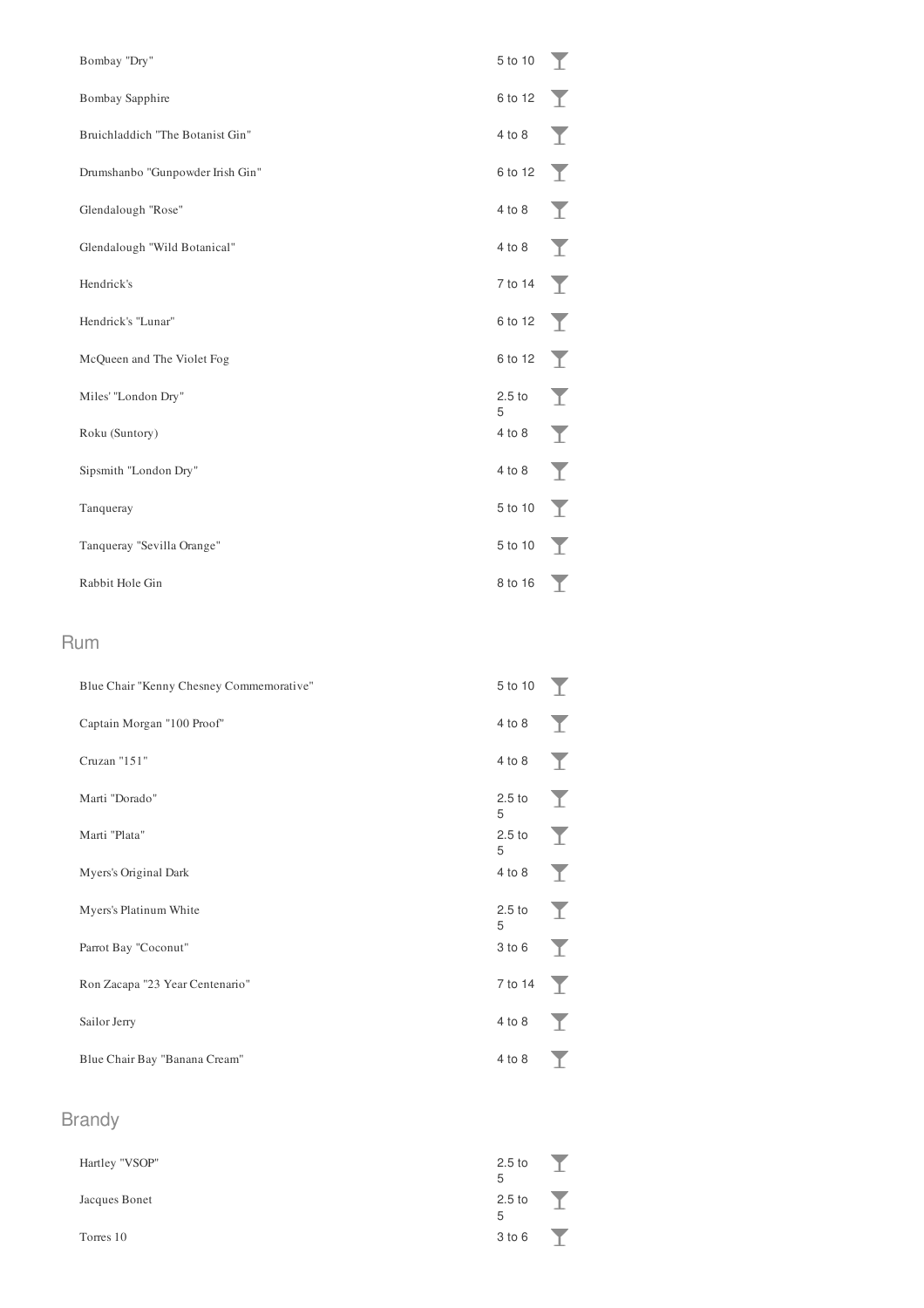| | | |
|---|---|---|
| Bombay "Dry" | 5 to 10 | |
| Bombay Sapphire | 6 to 12 | |
| Bruichladdich "The Botanist Gin" | 4 to 8 | |
| Drumshanbo "Gunpowder Irish Gin" | 6 to 12 | |
| Glendalough "Rose" | 4 to 8 | |
| Glendalough "Wild Botanical" | 4 to 8 | |
| Hendrick's | 7 to 14 | |
| Hendrick's "Lunar" | 6 to 12 | |
| McQueen and The Violet Fog | 6 to 12 | |
| Miles' "London Dry" | 2.5 to 5 | |
| Roku (Suntory) | 4 to 8 | |
| Sipsmith "London Dry" | 4 to 8 | |
| Tanqueray | 5 to 10 | |
| Tanqueray "Sevilla Orange" | 5 to 10 | |
| Rabbit Hole Gin | 8 to 16 | |

## Rum

| | | |
|---|---|---|
| Blue Chair "Kenny Chesney Commemorative" | 5 to 10 | |
| Captain Morgan "100 Proof" | 4 to 8 | |
| Cruzan "151" | 4 to 8 | |
| Marti "Dorado" | 2.5 to 5 | |
| Marti "Plata" | 2.5 to 5 | |
| Myers's Original Dark | 4 to 8 | |
| Myers's Platinum White | 2.5 to 5 | |
| Parrot Bay "Coconut" | 3 to 6 | |
| Ron Zacapa "23 Year Centenario" | 7 to 14 | |
| Sailor Jerry | 4 to 8 | |
| Blue Chair Bay "Banana Cream" | 4 to 8 | |

## Brandy

| | | |
|---|---|---|
| Hartley "VSOP" | 2.5 to 5 | |
| Jacques Bonet | 2.5 to 5 | |
| Torres 10 | 3 to 6 | |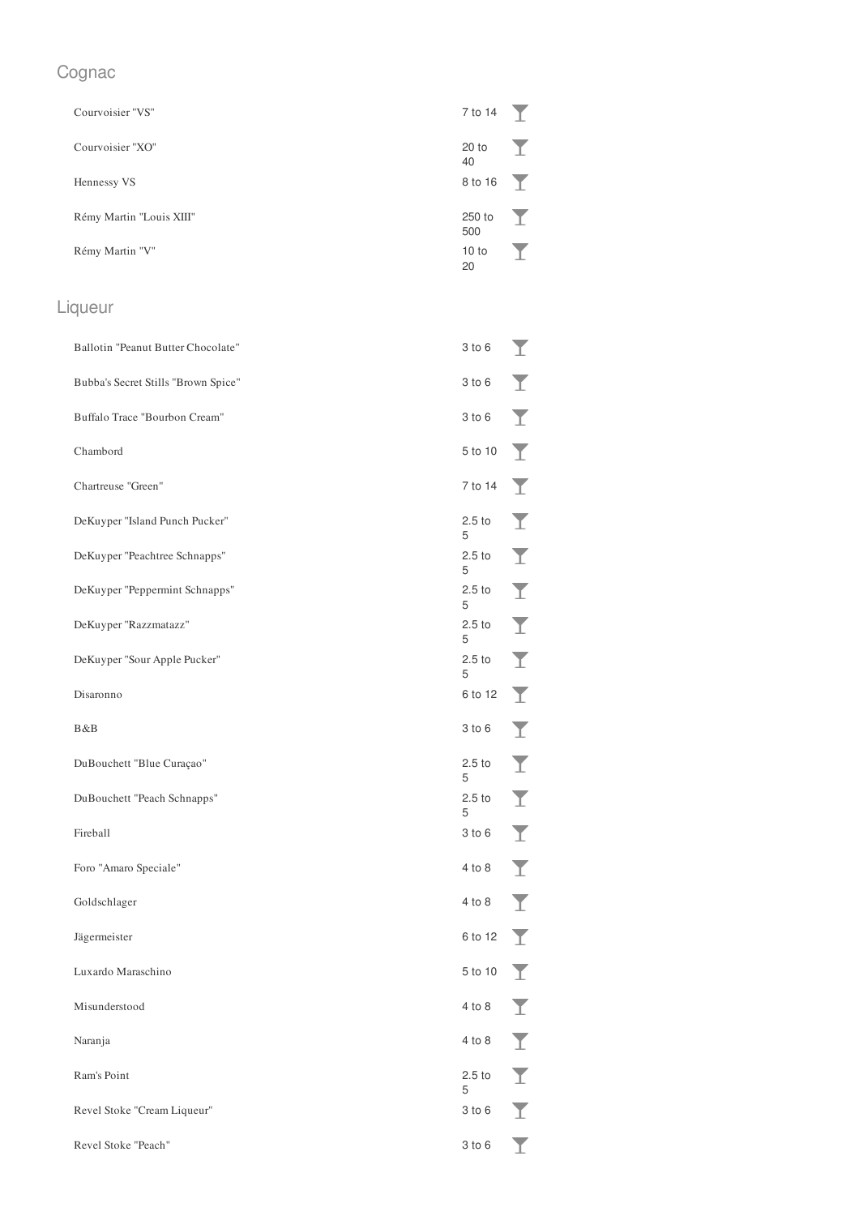## Cognac

| | |
|---|---|
| Courvoisier "VS" | 7 to 14 |
| Courvoisier "XO" | 20 to 40 |
| Hennessy VS | 8 to 16 |
| Rémy Martin "Louis XIII" | 250 to 500 |
| Rémy Martin "V" | 10 to 20 |

## Liqueur

| | |
|---|---|
| Ballotin "Peanut Butter Chocolate" | 3 to 6 |
| Bubba's Secret Stills "Brown Spice" | 3 to 6 |
| Buffalo Trace "Bourbon Cream" | 3 to 6 |
| Chambord | 5 to 10 |
| Chartreuse "Green" | 7 to 14 |
| DeKuyper "Island Punch Pucker" | 2.5 to 5 |
| DeKuyper "Peachtree Schnapps" | 2.5 to 5 |
| DeKuyper "Peppermint Schnapps" | 2.5 to 5 |
| DeKuyper "Razzmatazz" | 2.5 to 5 |
| DeKuyper "Sour Apple Pucker" | 2.5 to 5 |
| Disaronno | 6 to 12 |
| B&B | 3 to 6 |
| DuBouchett "Blue Curaçao" | 2.5 to 5 |
| DuBouchett "Peach Schnapps" | 2.5 to 5 |
| Fireball | 3 to 6 |
| Foro "Amaro Speciale" | 4 to 8 |
| Goldschlager | 4 to 8 |
| Jägermeister | 6 to 12 |
| Luxardo Maraschino | 5 to 10 |
| Misunderstood | 4 to 8 |
| Naranja | 4 to 8 |
| Ram's Point | 2.5 to 5 |
| Revel Stoke "Cream Liqueur" | 3 to 6 |
| Revel Stoke "Peach" | 3 to 6 |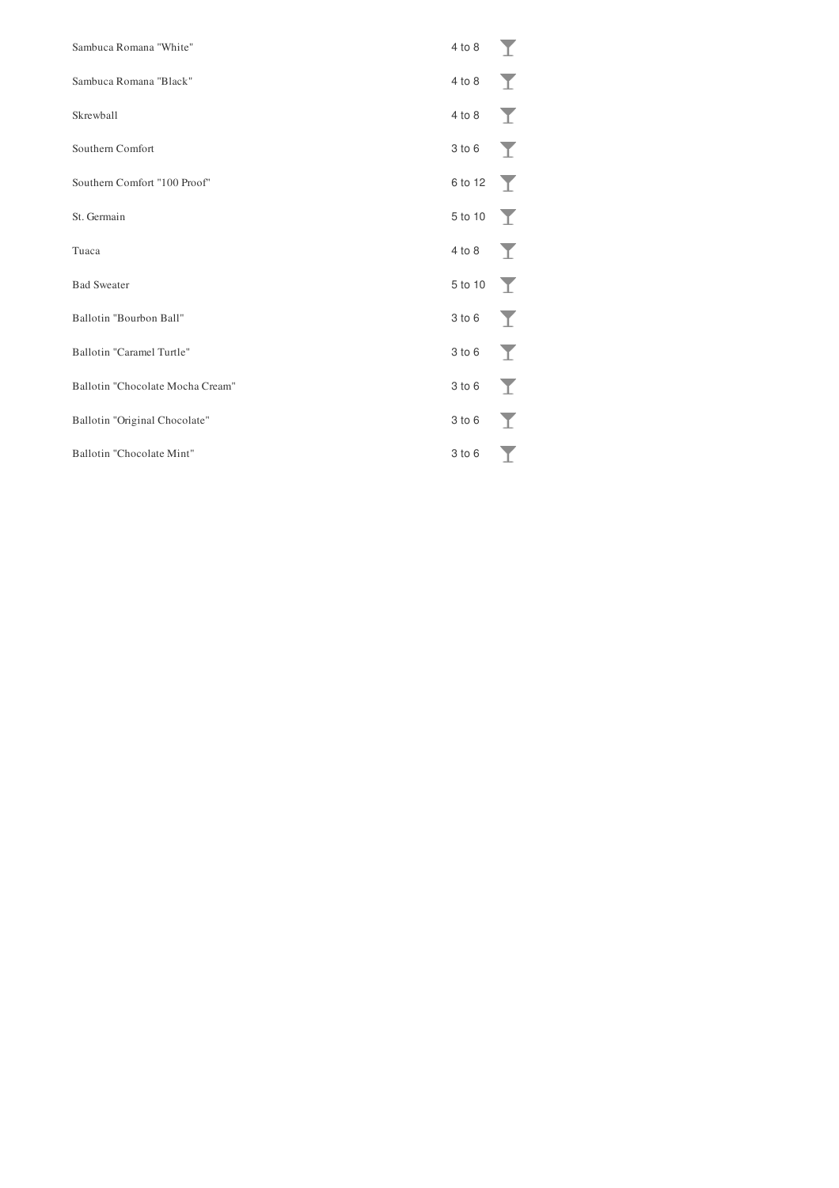| | |
|---|---|
| Sambuca Romana "White" | 4 to 8 |
| Sambuca Romana "Black" | 4 to 8 |
| Skrewball | 4 to 8 |
| Southern Comfort | 3 to 6 |
| Southern Comfort "100 Proof" | 6 to 12 |
| St. Germain | 5 to 10 |
| Tuaca | 4 to 8 |
| Bad Sweater | 5 to 10 |
| Ballotin "Bourbon Ball" | 3 to 6 |
| Ballotin "Caramel Turtle" | 3 to 6 |
| Ballotin "Chocolate Mocha Cream" | 3 to 6 |
| Ballotin "Original Chocolate" | 3 to 6 |
| Ballotin "Chocolate Mint" | 3 to 6 |